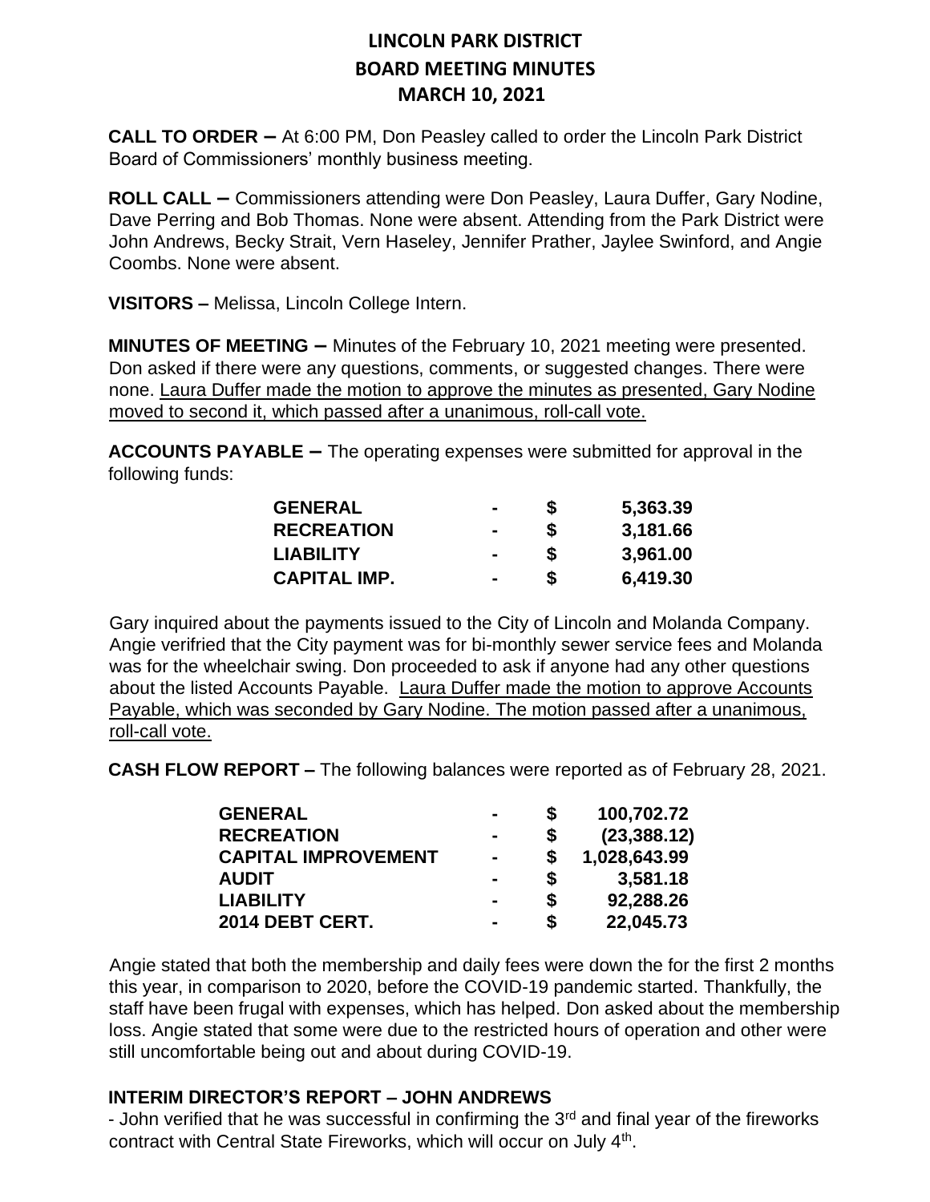# LINCOLN PARK DISTRICT
## BOARD MEETING MINUTES
## MARCH 10, 2021

**CALL TO ORDER –** At 6:00 PM, Don Peasley called to order the Lincoln Park District Board of Commissioners' monthly business meeting.

**ROLL CALL –** Commissioners attending were Don Peasley, Laura Duffer, Gary Nodine, Dave Perring and Bob Thomas. None were absent. Attending from the Park District were John Andrews, Becky Strait, Vern Haseley, Jennifer Prather, Jaylee Swinford, and Angie Coombs. None were absent.

**VISITORS –** Melissa, Lincoln College Intern.

**MINUTES OF MEETING –** Minutes of the February 10, 2021 meeting were presented. Don asked if there were any questions, comments, or suggested changes. There were none. <u>Laura Duffer made the motion to approve the minutes as presented, Gary Nodine moved to second it, which passed after a unanimous, roll-call vote.</u>

**ACCOUNTS PAYABLE –** The operating expenses were submitted for approval in the following funds:

| | | | |
|---|---|---|---|
| **GENERAL** | **-** | **$** | **5,363.39** |
| **RECREATION** | **-** | **$** | **3,181.66** |
| **LIABILITY** | **-** | **$** | **3,961.00** |
| **CAPITAL IMP.** | **-** | **$** | **6,419.30** |

Gary inquired about the payments issued to the City of Lincoln and Molanda Company. Angie verifried that the City payment was for bi-monthly sewer service fees and Molanda was for the wheelchair swing. Don proceeded to ask if anyone had any other questions about the listed Accounts Payable. <u>Laura Duffer made the motion to approve Accounts Payable, which was seconded by Gary Nodine. The motion passed after a unanimous, roll-call vote.</u>

**CASH FLOW REPORT –** The following balances were reported as of February 28, 2021.

| | | | |
|---|---|---|---|
| **GENERAL** | **-** | **$** | **100,702.72** |
| **RECREATION** | **-** | **$** | **(23,388.12)** |
| **CAPITAL IMPROVEMENT** | **-** | **$** | **1,028,643.99** |
| **AUDIT** | **-** | **$** | **3,581.18** |
| **LIABILITY** | **-** | **$** | **92,288.26** |
| **2014 DEBT CERT.** | **-** | **$** | **22,045.73** |

Angie stated that both the membership and daily fees were down the for the first 2 months this year, in comparison to 2020, before the COVID-19 pandemic started. Thankfully, the staff have been frugal with expenses, which has helped. Don asked about the membership loss. Angie stated that some were due to the restricted hours of operation and other were still uncomfortable being out and about during COVID-19.

**INTERIM DIRECTOR'S REPORT – JOHN ANDREWS**

- John verified that he was successful in confirming the 3rd and final year of the fireworks contract with Central State Fireworks, which will occur on July 4th.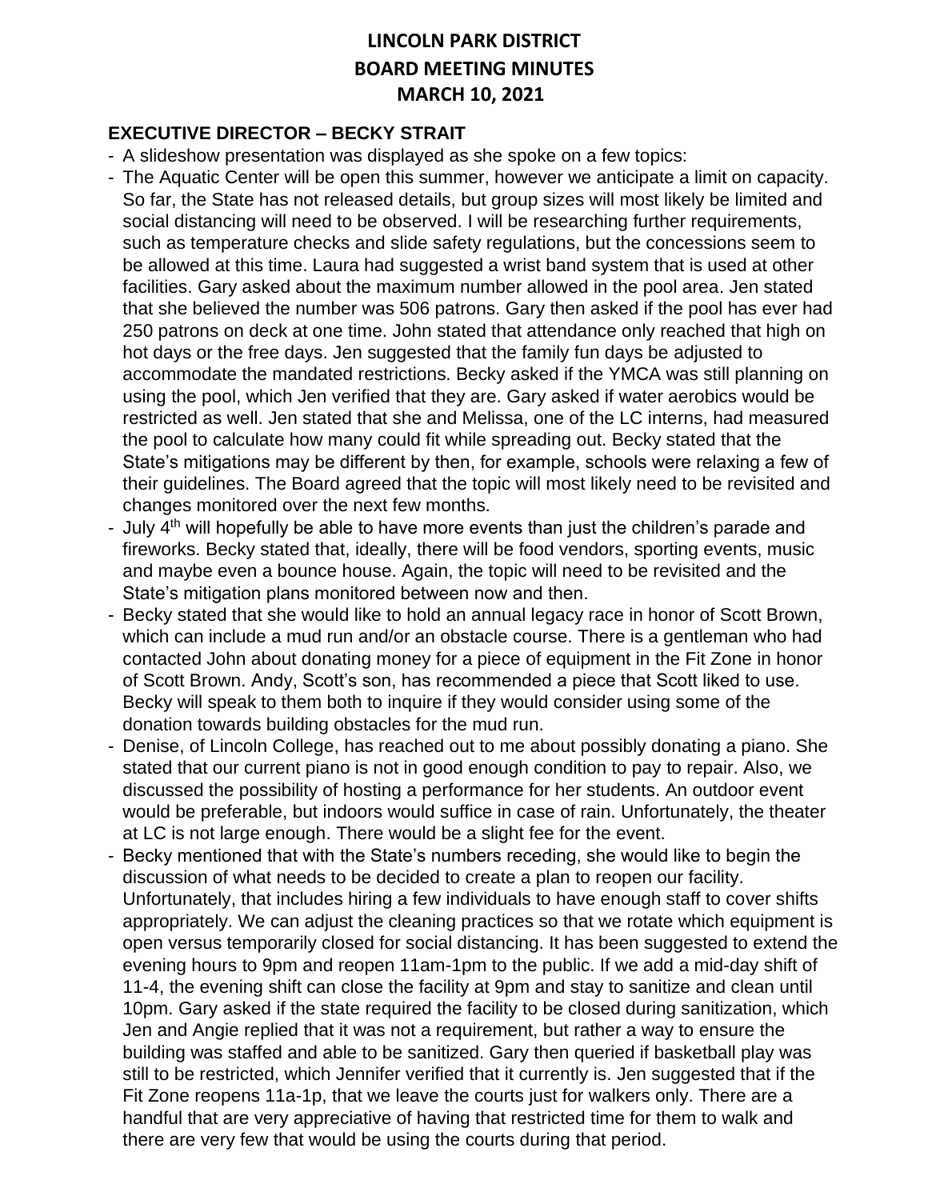# LINCOLN PARK DISTRICT
# BOARD MEETING MINUTES
# MARCH 10, 2021

## EXECUTIVE DIRECTOR – BECKY STRAIT

- A slideshow presentation was displayed as she spoke on a few topics:
- The Aquatic Center will be open this summer, however we anticipate a limit on capacity. So far, the State has not released details, but group sizes will most likely be limited and social distancing will need to be observed. I will be researching further requirements, such as temperature checks and slide safety regulations, but the concessions seem to be allowed at this time. Laura had suggested a wrist band system that is used at other facilities. Gary asked about the maximum number allowed in the pool area. Jen stated that she believed the number was 506 patrons. Gary then asked if the pool has ever had 250 patrons on deck at one time. John stated that attendance only reached that high on hot days or the free days. Jen suggested that the family fun days be adjusted to accommodate the mandated restrictions. Becky asked if the YMCA was still planning on using the pool, which Jen verified that they are. Gary asked if water aerobics would be restricted as well. Jen stated that she and Melissa, one of the LC interns, had measured the pool to calculate how many could fit while spreading out. Becky stated that the State's mitigations may be different by then, for example, schools were relaxing a few of their guidelines. The Board agreed that the topic will most likely need to be revisited and changes monitored over the next few months.
- July 4th will hopefully be able to have more events than just the children's parade and fireworks. Becky stated that, ideally, there will be food vendors, sporting events, music and maybe even a bounce house. Again, the topic will need to be revisited and the State's mitigation plans monitored between now and then.
- Becky stated that she would like to hold an annual legacy race in honor of Scott Brown, which can include a mud run and/or an obstacle course. There is a gentleman who had contacted John about donating money for a piece of equipment in the Fit Zone in honor of Scott Brown. Andy, Scott's son, has recommended a piece that Scott liked to use. Becky will speak to them both to inquire if they would consider using some of the donation towards building obstacles for the mud run.
- Denise, of Lincoln College, has reached out to me about possibly donating a piano. She stated that our current piano is not in good enough condition to pay to repair. Also, we discussed the possibility of hosting a performance for her students. An outdoor event would be preferable, but indoors would suffice in case of rain. Unfortunately, the theater at LC is not large enough. There would be a slight fee for the event.
- Becky mentioned that with the State's numbers receding, she would like to begin the discussion of what needs to be decided to create a plan to reopen our facility. Unfortunately, that includes hiring a few individuals to have enough staff to cover shifts appropriately. We can adjust the cleaning practices so that we rotate which equipment is open versus temporarily closed for social distancing. It has been suggested to extend the evening hours to 9pm and reopen 11am-1pm to the public. If we add a mid-day shift of 11-4, the evening shift can close the facility at 9pm and stay to sanitize and clean until 10pm. Gary asked if the state required the facility to be closed during sanitization, which Jen and Angie replied that it was not a requirement, but rather a way to ensure the building was staffed and able to be sanitized. Gary then queried if basketball play was still to be restricted, which Jennifer verified that it currently is. Jen suggested that if the Fit Zone reopens 11a-1p, that we leave the courts just for walkers only. There are a handful that are very appreciative of having that restricted time for them to walk and there are very few that would be using the courts during that period.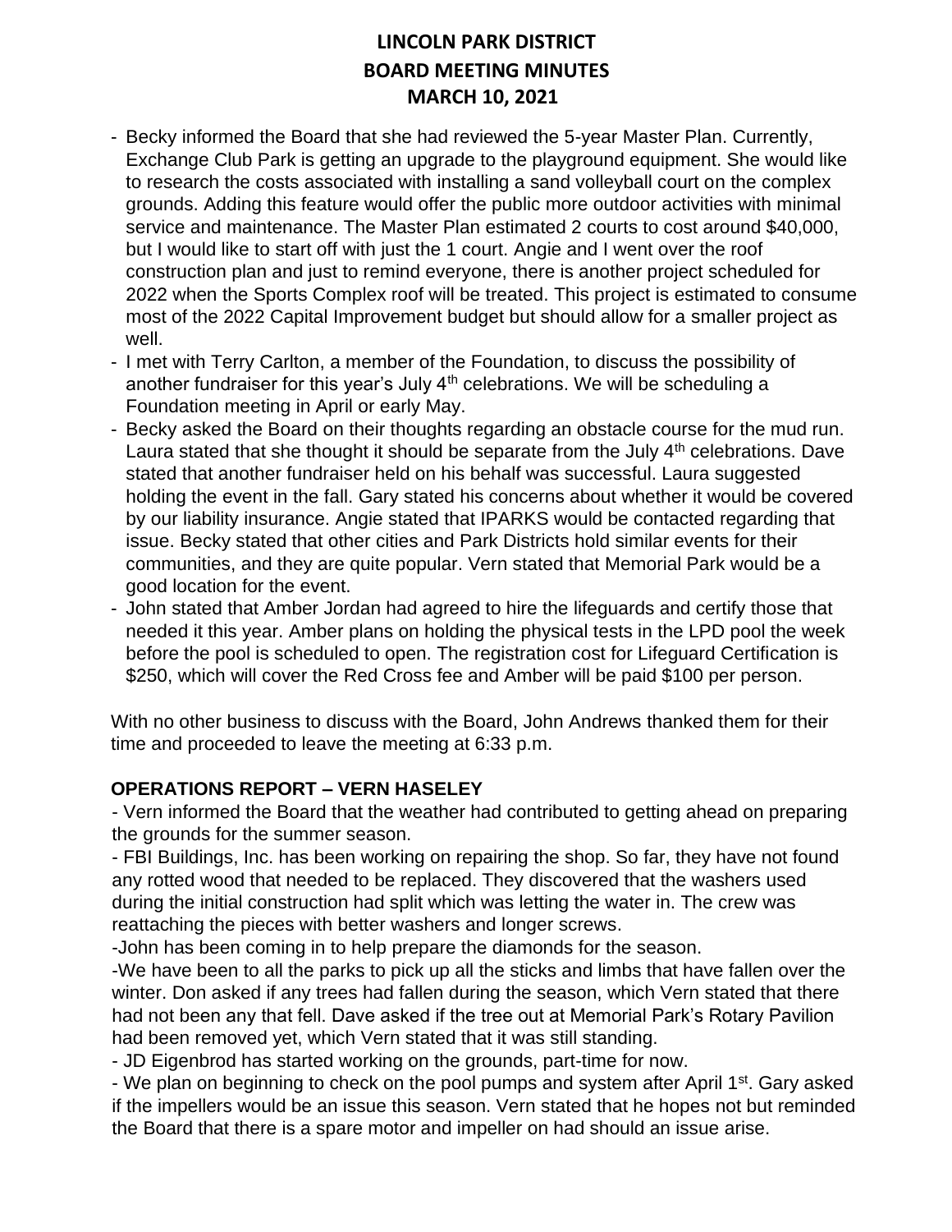- Becky informed the Board that she had reviewed the 5-year Master Plan. Currently, Exchange Club Park is getting an upgrade to the playground equipment. She would like to research the costs associated with installing a sand volleyball court on the complex grounds. Adding this feature would offer the public more outdoor activities with minimal service and maintenance. The Master Plan estimated 2 courts to cost around $40,000, but I would like to start off with just the 1 court. Angie and I went over the roof construction plan and just to remind everyone, there is another project scheduled for 2022 when the Sports Complex roof will be treated. This project is estimated to consume most of the 2022 Capital Improvement budget but should allow for a smaller project as well.
- I met with Terry Carlton, a member of the Foundation, to discuss the possibility of another fundraiser for this year's July 4th celebrations. We will be scheduling a Foundation meeting in April or early May.
- Becky asked the Board on their thoughts regarding an obstacle course for the mud run. Laura stated that she thought it should be separate from the July 4th celebrations. Dave stated that another fundraiser held on his behalf was successful. Laura suggested holding the event in the fall. Gary stated his concerns about whether it would be covered by our liability insurance. Angie stated that IPARKS would be contacted regarding that issue. Becky stated that other cities and Park Districts hold similar events for their communities, and they are quite popular. Vern stated that Memorial Park would be a good location for the event.
- John stated that Amber Jordan had agreed to hire the lifeguards and certify those that needed it this year. Amber plans on holding the physical tests in the LPD pool the week before the pool is scheduled to open. The registration cost for Lifeguard Certification is $250, which will cover the Red Cross fee and Amber will be paid $100 per person.

With no other business to discuss with the Board, John Andrews thanked them for their time and proceeded to leave the meeting at 6:33 p.m.

## OPERATIONS REPORT – VERN HASELEY

- Vern informed the Board that the weather had contributed to getting ahead on preparing the grounds for the summer season.
- FBI Buildings, Inc. has been working on repairing the shop. So far, they have not found any rotted wood that needed to be replaced. They discovered that the washers used during the initial construction had split which was letting the water in. The crew was reattaching the pieces with better washers and longer screws.
- John has been coming in to help prepare the diamonds for the season.
- We have been to all the parks to pick up all the sticks and limbs that have fallen over the winter. Don asked if any trees had fallen during the season, which Vern stated that there had not been any that fell. Dave asked if the tree out at Memorial Park's Rotary Pavilion had been removed yet, which Vern stated that it was still standing.
- JD Eigenbrod has started working on the grounds, part-time for now.
- We plan on beginning to check on the pool pumps and system after April 1st. Gary asked if the impellers would be an issue this season. Vern stated that he hopes not but reminded the Board that there is a spare motor and impeller on had should an issue arise.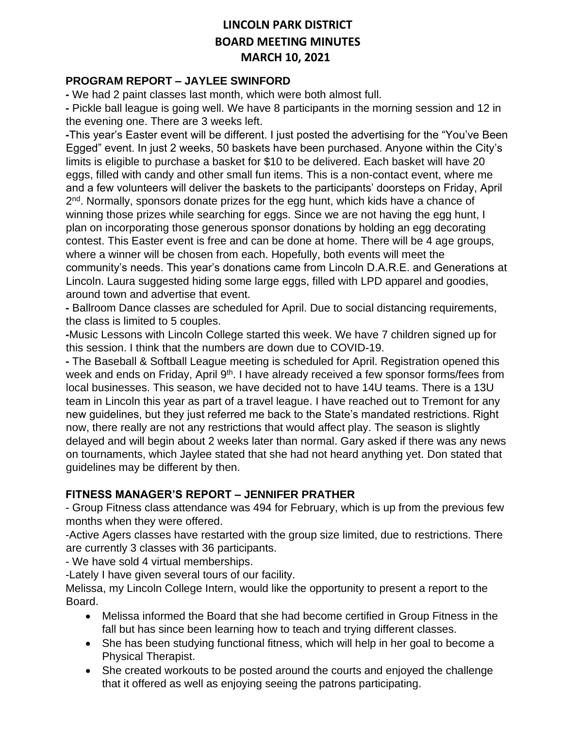# LINCOLN PARK DISTRICT
# BOARD MEETING MINUTES
# MARCH 10, 2021

## PROGRAM REPORT – JAYLEE SWINFORD

- We had 2 paint classes last month, which were both almost full.
- Pickle ball league is going well. We have 8 participants in the morning session and 12 in the evening one. There are 3 weeks left.
- This year's Easter event will be different. I just posted the advertising for the "You've Been Egged" event. In just 2 weeks, 50 baskets have been purchased. Anyone within the City's limits is eligible to purchase a basket for $10 to be delivered. Each basket will have 20 eggs, filled with candy and other small fun items. This is a non-contact event, where me and a few volunteers will deliver the baskets to the participants' doorsteps on Friday, April 2nd. Normally, sponsors donate prizes for the egg hunt, which kids have a chance of winning those prizes while searching for eggs. Since we are not having the egg hunt, I plan on incorporating those generous sponsor donations by holding an egg decorating contest. This Easter event is free and can be done at home. There will be 4 age groups, where a winner will be chosen from each. Hopefully, both events will meet the community's needs. This year's donations came from Lincoln D.A.R.E. and Generations at Lincoln. Laura suggested hiding some large eggs, filled with LPD apparel and goodies, around town and advertise that event.
- Ballroom Dance classes are scheduled for April. Due to social distancing requirements, the class is limited to 5 couples.
- Music Lessons with Lincoln College started this week. We have 7 children signed up for this session. I think that the numbers are down due to COVID-19.
- The Baseball & Softball League meeting is scheduled for April. Registration opened this week and ends on Friday, April 9th. I have already received a few sponsor forms/fees from local businesses. This season, we have decided not to have 14U teams. There is a 13U team in Lincoln this year as part of a travel league. I have reached out to Tremont for any new guidelines, but they just referred me back to the State's mandated restrictions. Right now, there really are not any restrictions that would affect play. The season is slightly delayed and will begin about 2 weeks later than normal. Gary asked if there was any news on tournaments, which Jaylee stated that she had not heard anything yet. Don stated that guidelines may be different by then.

## FITNESS MANAGER'S REPORT – JENNIFER PRATHER

- Group Fitness class attendance was 494 for February, which is up from the previous few months when they were offered.
- Active Agers classes have restarted with the group size limited, due to restrictions. There are currently 3 classes with 36 participants.
- We have sold 4 virtual memberships.
- Lately I have given several tours of our facility.

Melissa, my Lincoln College Intern, would like the opportunity to present a report to the Board.

- Melissa informed the Board that she had become certified in Group Fitness in the fall but has since been learning how to teach and trying different classes.
- She has been studying functional fitness, which will help in her goal to become a Physical Therapist.
- She created workouts to be posted around the courts and enjoyed the challenge that it offered as well as enjoying seeing the patrons participating.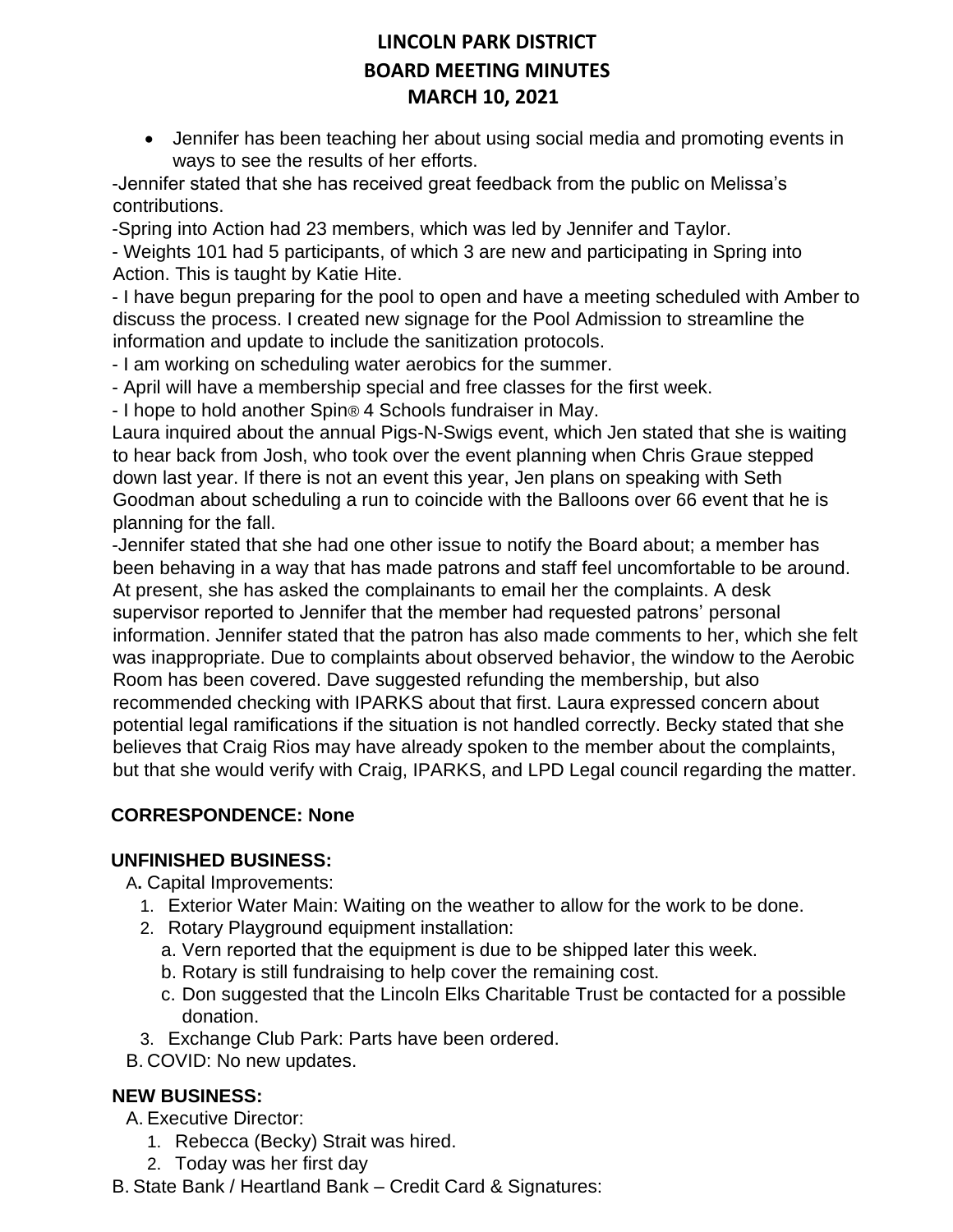# LINCOLN PARK DISTRICT
# BOARD MEETING MINUTES
# MARCH 10, 2021

- Jennifer has been teaching her about using social media and promoting events in ways to see the results of her efforts.

-Jennifer stated that she has received great feedback from the public on Melissa's contributions.

-Spring into Action had 23 members, which was led by Jennifer and Taylor.

- Weights 101 had 5 participants, of which 3 are new and participating in Spring into Action. This is taught by Katie Hite.

- I have begun preparing for the pool to open and have a meeting scheduled with Amber to discuss the process. I created new signage for the Pool Admission to streamline the information and update to include the sanitization protocols.

- I am working on scheduling water aerobics for the summer.

- April will have a membership special and free classes for the first week.

- I hope to hold another Spin® 4 Schools fundraiser in May.

Laura inquired about the annual Pigs-N-Swigs event, which Jen stated that she is waiting to hear back from Josh, who took over the event planning when Chris Graue stepped down last year. If there is not an event this year, Jen plans on speaking with Seth Goodman about scheduling a run to coincide with the Balloons over 66 event that he is planning for the fall.

-Jennifer stated that she had one other issue to notify the Board about; a member has been behaving in a way that has made patrons and staff feel uncomfortable to be around. At present, she has asked the complainants to email her the complaints. A desk supervisor reported to Jennifer that the member had requested patrons' personal information. Jennifer stated that the patron has also made comments to her, which she felt was inappropriate. Due to complaints about observed behavior, the window to the Aerobic Room has been covered. Dave suggested refunding the membership, but also recommended checking with IPARKS about that first. Laura expressed concern about potential legal ramifications if the situation is not handled correctly. Becky stated that she believes that Craig Rios may have already spoken to the member about the complaints, but that she would verify with Craig, IPARKS, and LPD Legal council regarding the matter.

**CORRESPONDENCE: None**

**UNFINISHED BUSINESS:**

A**.** Capital Improvements:

1. Exterior Water Main: Waiting on the weather to allow for the work to be done.
2. Rotary Playground equipment installation:
   a. Vern reported that the equipment is due to be shipped later this week.
   b. Rotary is still fundraising to help cover the remaining cost.
   c. Don suggested that the Lincoln Elks Charitable Trust be contacted for a possible donation.
3. Exchange Club Park: Parts have been ordered.

B. COVID: No new updates.

**NEW BUSINESS:**

A. Executive Director:

1. Rebecca (Becky) Strait was hired.
2. Today was her first day

B. State Bank / Heartland Bank – Credit Card & Signatures: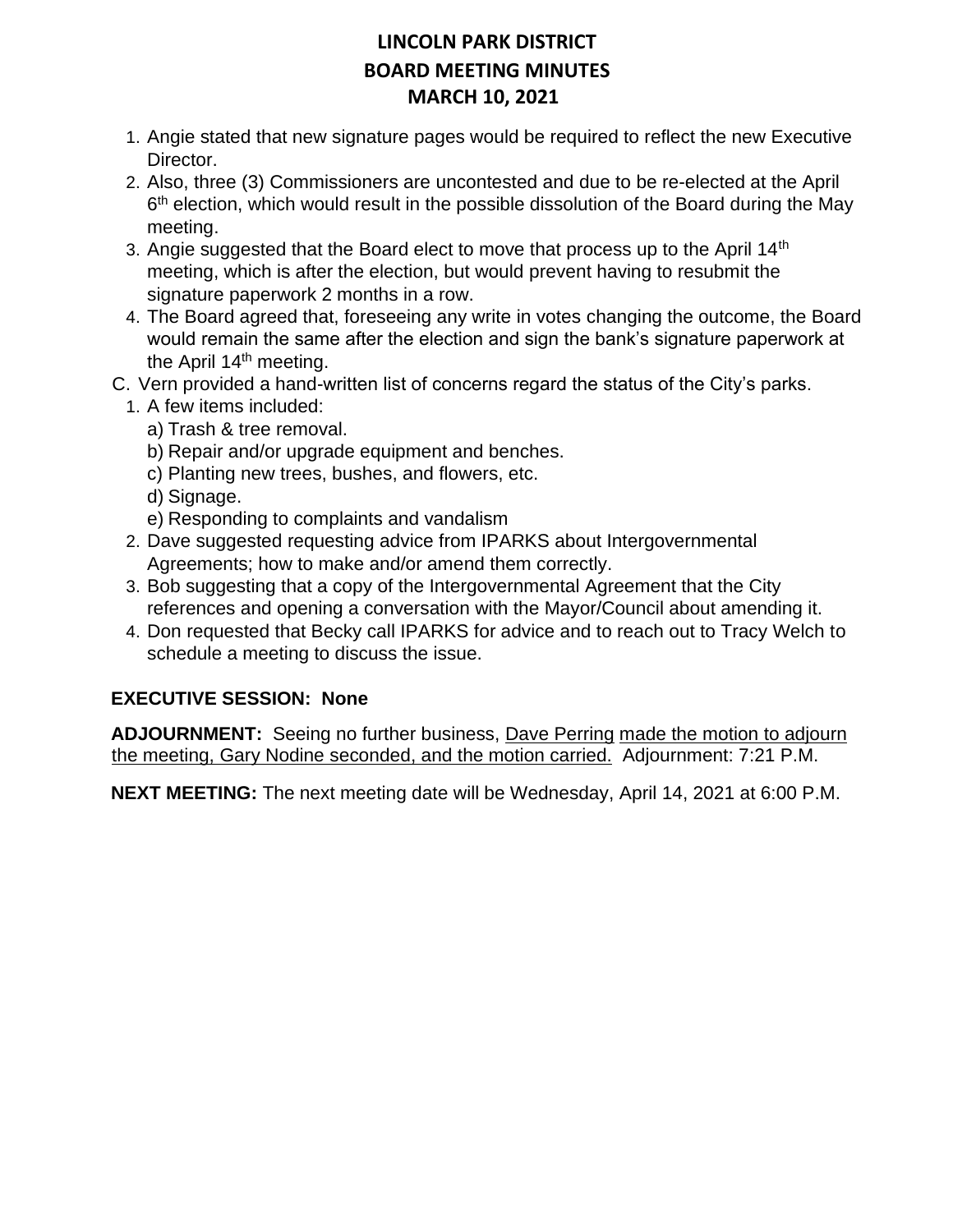# LINCOLN PARK DISTRICT
# BOARD MEETING MINUTES
# MARCH 10, 2021

1. Angie stated that new signature pages would be required to reflect the new Executive Director.
2. Also, three (3) Commissioners are uncontested and due to be re-elected at the April 6th election, which would result in the possible dissolution of the Board during the May meeting.
3. Angie suggested that the Board elect to move that process up to the April 14th meeting, which is after the election, but would prevent having to resubmit the signature paperwork 2 months in a row.
4. The Board agreed that, foreseeing any write in votes changing the outcome, the Board would remain the same after the election and sign the bank's signature paperwork at the April 14th meeting.

C. Vern provided a hand-written list of concerns regard the status of the City's parks.

1. A few items included:
   a) Trash & tree removal.
   b) Repair and/or upgrade equipment and benches.
   c) Planting new trees, bushes, and flowers, etc.
   d) Signage.
   e) Responding to complaints and vandalism
2. Dave suggested requesting advice from IPARKS about Intergovernmental Agreements; how to make and/or amend them correctly.
3. Bob suggesting that a copy of the Intergovernmental Agreement that the City references and opening a conversation with the Mayor/Council about amending it.
4. Don requested that Becky call IPARKS for advice and to reach out to Tracy Welch to schedule a meeting to discuss the issue.

**EXECUTIVE SESSION: None**

**ADJOURNMENT:** Seeing no further business, Dave Perring made the motion to adjourn the meeting, Gary Nodine seconded, and the motion carried. Adjournment: 7:21 P.M.

**NEXT MEETING:** The next meeting date will be Wednesday, April 14, 2021 at 6:00 P.M.